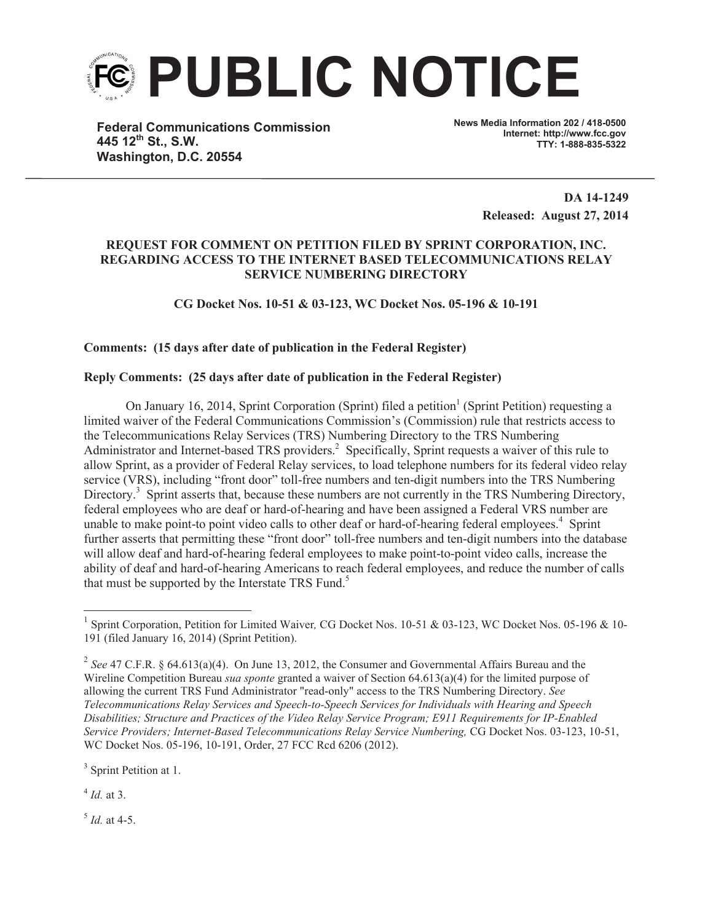# PUBLIC NOTICE

**Federal Communications Commission**
**445 12th St., S.W.**
**Washington, D.C. 20554**

**News Media Information 202 / 418-0500**
**Internet: http://www.fcc.gov**
**TTY: 1-888-835-5322**

**DA 14-1249**
**Released: August 27, 2014**

**REQUEST FOR COMMENT ON PETITION FILED BY SPRINT CORPORATION, INC. REGARDING ACCESS TO THE INTERNET BASED TELECOMMUNICATIONS RELAY SERVICE NUMBERING DIRECTORY**

**CG Docket Nos. 10-51 & 03-123, WC Docket Nos. 05-196 & 10-191**

**Comments: (15 days after date of publication in the Federal Register)**

**Reply Comments: (25 days after date of publication in the Federal Register)**

On January 16, 2014, Sprint Corporation (Sprint) filed a petition[1] (Sprint Petition) requesting a limited waiver of the Federal Communications Commission's (Commission) rule that restricts access to the Telecommunications Relay Services (TRS) Numbering Directory to the TRS Numbering Administrator and Internet-based TRS providers.[2] Specifically, Sprint requests a waiver of this rule to allow Sprint, as a provider of Federal Relay services, to load telephone numbers for its federal video relay service (VRS), including "front door" toll-free numbers and ten-digit numbers into the TRS Numbering Directory.[3] Sprint asserts that, because these numbers are not currently in the TRS Numbering Directory, federal employees who are deaf or hard-of-hearing and have been assigned a Federal VRS number are unable to make point-to point video calls to other deaf or hard-of-hearing federal employees.[4] Sprint further asserts that permitting these "front door" toll-free numbers and ten-digit numbers into the database will allow deaf and hard-of-hearing federal employees to make point-to-point video calls, increase the ability of deaf and hard-of-hearing Americans to reach federal employees, and reduce the number of calls that must be supported by the Interstate TRS Fund.[5]

---

[1] Sprint Corporation, Petition for Limited Waiver*,* CG Docket Nos. 10-51 & 03-123, WC Docket Nos. 05-196 & 10-191 (filed January 16, 2014) (Sprint Petition).

[2] *See* 47 C.F.R. § 64.613(a)(4). On June 13, 2012, the Consumer and Governmental Affairs Bureau and the Wireline Competition Bureau *sua sponte* granted a waiver of Section 64.613(a)(4) for the limited purpose of allowing the current TRS Fund Administrator "read-only" access to the TRS Numbering Directory. *See Telecommunications Relay Services and Speech-to-Speech Services for Individuals with Hearing and Speech Disabilities; Structure and Practices of the Video Relay Service Program; E911 Requirements for IP-Enabled Service Providers; Internet-Based Telecommunications Relay Service Numbering,* CG Docket Nos. 03-123, 10-51, WC Docket Nos. 05-196, 10-191, Order, 27 FCC Rcd 6206 (2012).

[3] Sprint Petition at 1.

[4] *Id.* at 3.

[5] *Id.* at 4-5.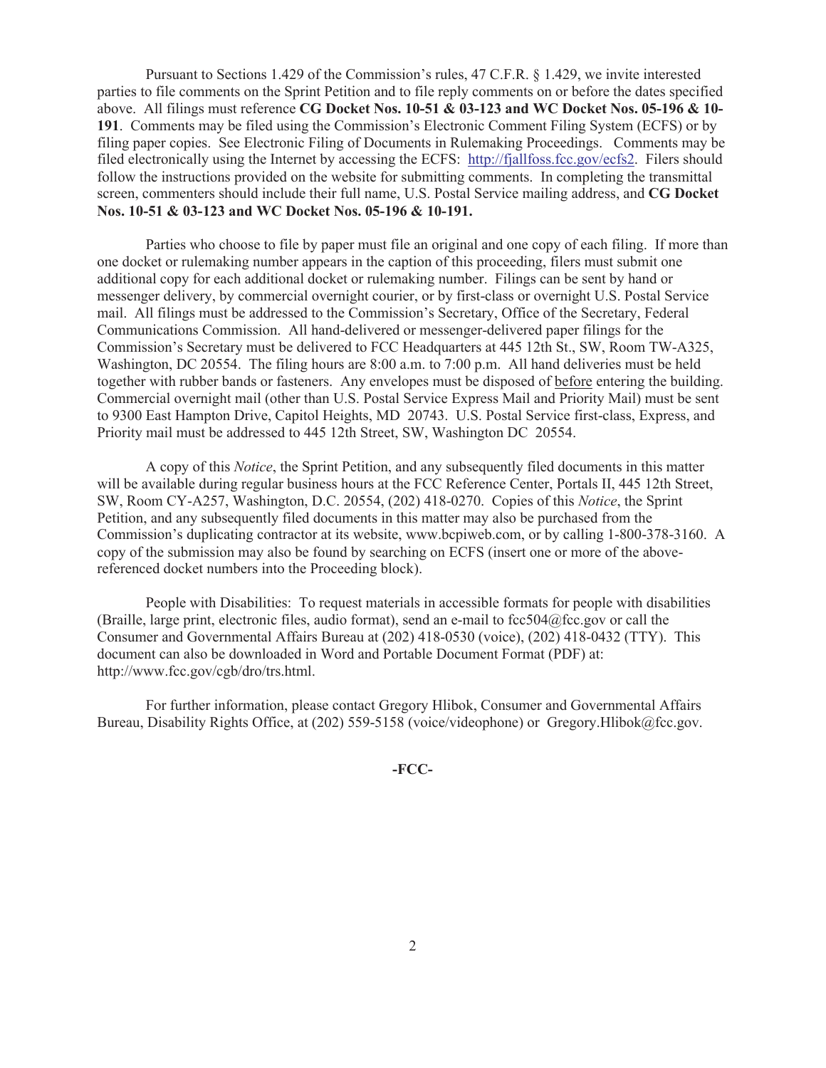Pursuant to Sections 1.429 of the Commission's rules, 47 C.F.R. § 1.429, we invite interested parties to file comments on the Sprint Petition and to file reply comments on or before the dates specified above. All filings must reference **CG Docket Nos. 10-51 & 03-123 and WC Docket Nos. 05-196 & 10-191**. Comments may be filed using the Commission's Electronic Comment Filing System (ECFS) or by filing paper copies. See Electronic Filing of Documents in Rulemaking Proceedings. Comments may be filed electronically using the Internet by accessing the ECFS: http://fjallfoss.fcc.gov/ecfs2. Filers should follow the instructions provided on the website for submitting comments. In completing the transmittal screen, commenters should include their full name, U.S. Postal Service mailing address, and **CG Docket Nos. 10-51 & 03-123 and WC Docket Nos. 05-196 & 10-191.**

Parties who choose to file by paper must file an original and one copy of each filing. If more than one docket or rulemaking number appears in the caption of this proceeding, filers must submit one additional copy for each additional docket or rulemaking number. Filings can be sent by hand or messenger delivery, by commercial overnight courier, or by first-class or overnight U.S. Postal Service mail. All filings must be addressed to the Commission's Secretary, Office of the Secretary, Federal Communications Commission. All hand-delivered or messenger-delivered paper filings for the Commission's Secretary must be delivered to FCC Headquarters at 445 12th St., SW, Room TW-A325, Washington, DC 20554. The filing hours are 8:00 a.m. to 7:00 p.m. All hand deliveries must be held together with rubber bands or fasteners. Any envelopes must be disposed of before entering the building. Commercial overnight mail (other than U.S. Postal Service Express Mail and Priority Mail) must be sent to 9300 East Hampton Drive, Capitol Heights, MD 20743. U.S. Postal Service first-class, Express, and Priority mail must be addressed to 445 12th Street, SW, Washington DC 20554.

A copy of this *Notice*, the Sprint Petition, and any subsequently filed documents in this matter will be available during regular business hours at the FCC Reference Center, Portals II, 445 12th Street, SW, Room CY-A257, Washington, D.C. 20554, (202) 418-0270. Copies of this *Notice*, the Sprint Petition, and any subsequently filed documents in this matter may also be purchased from the Commission's duplicating contractor at its website, www.bcpiweb.com, or by calling 1-800-378-3160. A copy of the submission may also be found by searching on ECFS (insert one or more of the above-referenced docket numbers into the Proceeding block).

People with Disabilities: To request materials in accessible formats for people with disabilities (Braille, large print, electronic files, audio format), send an e-mail to fcc504@fcc.gov or call the Consumer and Governmental Affairs Bureau at (202) 418-0530 (voice), (202) 418-0432 (TTY). This document can also be downloaded in Word and Portable Document Format (PDF) at: http://www.fcc.gov/cgb/dro/trs.html.

For further information, please contact Gregory Hlibok, Consumer and Governmental Affairs Bureau, Disability Rights Office, at (202) 559-5158 (voice/videophone) or Gregory.Hlibok@fcc.gov.

**-FCC-**